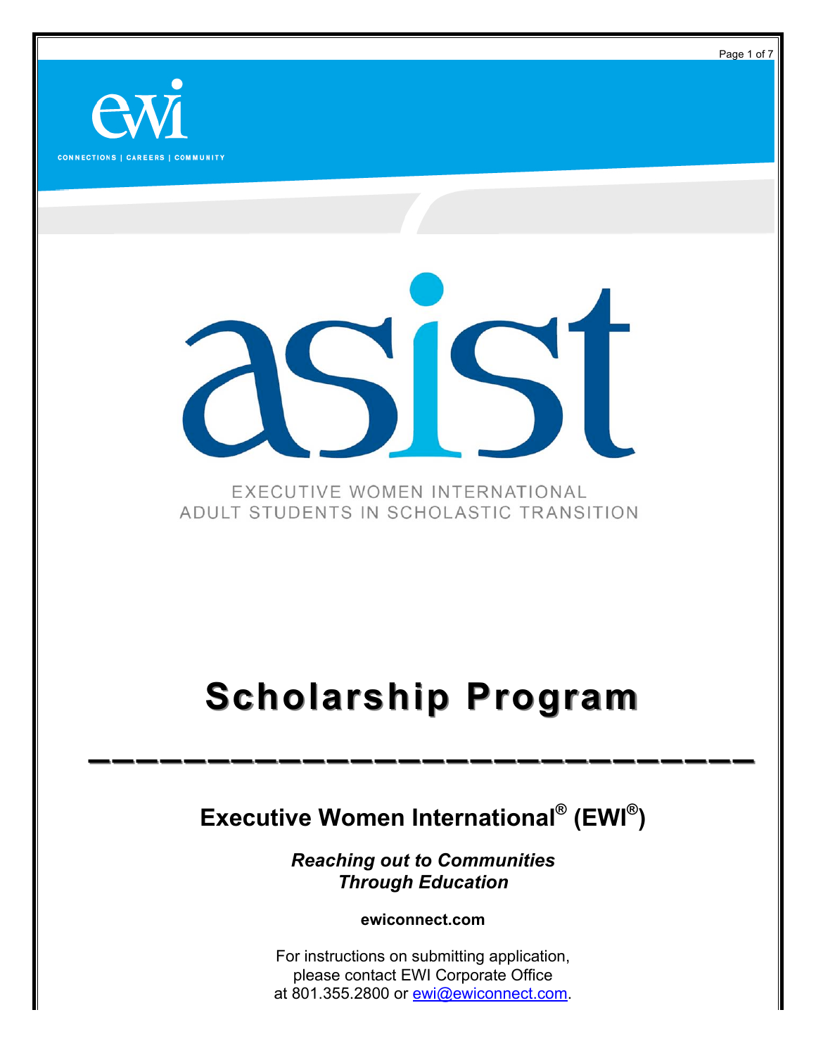CONNECTIONS | CAREERS | COMMUNITY

# asist

EXECUTIVE WOMEN INTERNATIONAL
ADULT STUDENTS IN SCHOLASTIC TRANSITION

# Scholarship Program

---

## Executive Women International® (EWI®)

***Reaching out to Communities Through Education***

**ewiconnect.com**

For instructions on submitting application, please contact EWI Corporate Office at 801.355.2800 or [ewi@ewiconnect.com](mailto:ewi@ewiconnect.com).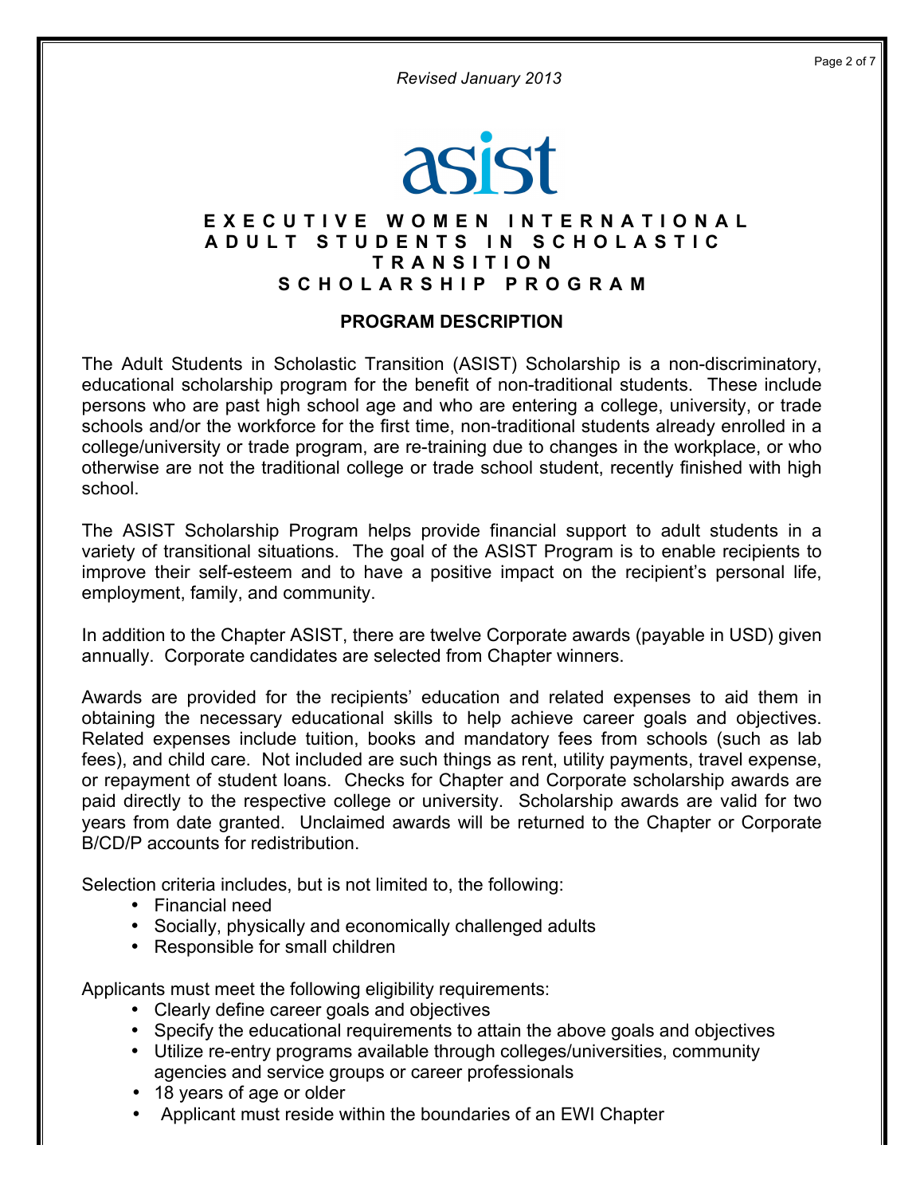*Revised January 2013*

asist

# EXECUTIVE WOMEN INTERNATIONAL ADULT STUDENTS IN SCHOLASTIC TRANSITION SCHOLARSHIP PROGRAM

## PROGRAM DESCRIPTION

The Adult Students in Scholastic Transition (ASIST) Scholarship is a non-discriminatory, educational scholarship program for the benefit of non-traditional students. These include persons who are past high school age and who are entering a college, university, or trade schools and/or the workforce for the first time, non-traditional students already enrolled in a college/university or trade program, are re-training due to changes in the workplace, or who otherwise are not the traditional college or trade school student, recently finished with high school.

The ASIST Scholarship Program helps provide financial support to adult students in a variety of transitional situations. The goal of the ASIST Program is to enable recipients to improve their self-esteem and to have a positive impact on the recipient's personal life, employment, family, and community.

In addition to the Chapter ASIST, there are twelve Corporate awards (payable in USD) given annually. Corporate candidates are selected from Chapter winners.

Awards are provided for the recipients' education and related expenses to aid them in obtaining the necessary educational skills to help achieve career goals and objectives. Related expenses include tuition, books and mandatory fees from schools (such as lab fees), and child care. Not included are such things as rent, utility payments, travel expense, or repayment of student loans. Checks for Chapter and Corporate scholarship awards are paid directly to the respective college or university. Scholarship awards are valid for two years from date granted. Unclaimed awards will be returned to the Chapter or Corporate B/CD/P accounts for redistribution.

Selection criteria includes, but is not limited to, the following:

- Financial need
- Socially, physically and economically challenged adults
- Responsible for small children

Applicants must meet the following eligibility requirements:

- Clearly define career goals and objectives
- Specify the educational requirements to attain the above goals and objectives
- Utilize re-entry programs available through colleges/universities, community agencies and service groups or career professionals
- 18 years of age or older
- Applicant must reside within the boundaries of an EWI Chapter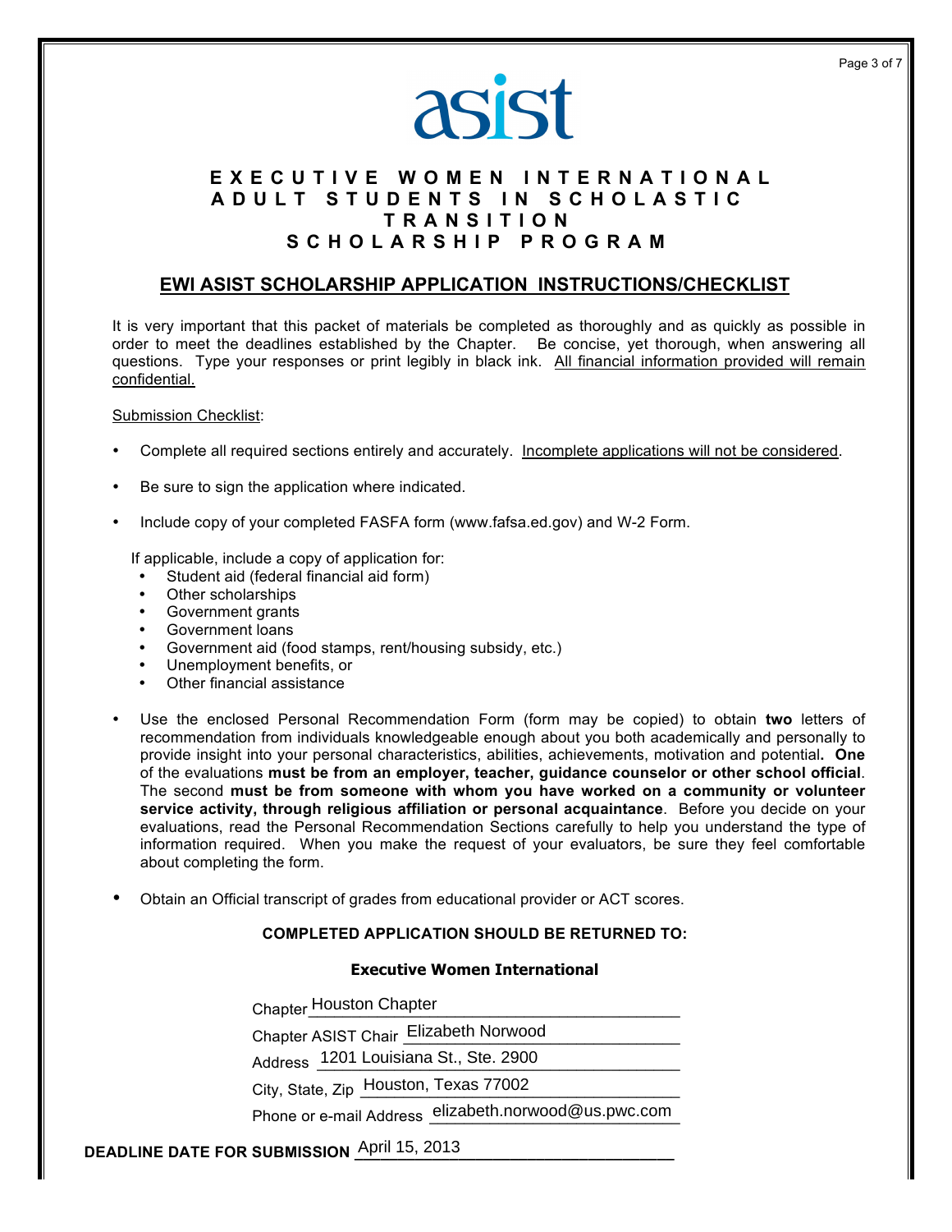asist

# EXECUTIVE WOMEN INTERNATIONAL ADULT STUDENTS IN SCHOLASTIC TRANSITION SCHOLARSHIP PROGRAM

## EWI ASIST SCHOLARSHIP APPLICATION INSTRUCTIONS/CHECKLIST

It is very important that this packet of materials be completed as thoroughly and as quickly as possible in order to meet the deadlines established by the Chapter. Be concise, yet thorough, when answering all questions. Type your responses or print legibly in black ink. All financial information provided will remain confidential.

Submission Checklist:

- Complete all required sections entirely and accurately. Incomplete applications will not be considered.
- Be sure to sign the application where indicated.
- Include copy of your completed FASFA form (www.fafsa.ed.gov) and W-2 Form.

  If applicable, include a copy of application for:
  - Student aid (federal financial aid form)
  - Other scholarships
  - Government grants
  - Government loans
  - Government aid (food stamps, rent/housing subsidy, etc.)
  - Unemployment benefits, or
  - Other financial assistance

- Use the enclosed Personal Recommendation Form (form may be copied) to obtain **two** letters of recommendation from individuals knowledgeable enough about you both academically and personally to provide insight into your personal characteristics, abilities, achievements, motivation and potential**. One** of the evaluations **must be from an employer, teacher, guidance counselor or other school official**. The second **must be from someone with whom you have worked on a community or volunteer service activity, through religious affiliation or personal acquaintance**. Before you decide on your evaluations, read the Personal Recommendation Sections carefully to help you understand the type of information required. When you make the request of your evaluators, be sure they feel comfortable about completing the form.

- Obtain an Official transcript of grades from educational provider or ACT scores.

**COMPLETED APPLICATION SHOULD BE RETURNED TO:**

**Executive Women International**

Chapter: Houston Chapter

Chapter ASIST Chair: Elizabeth Norwood

Address: 1201 Louisiana St., Ste. 2900

City, State, Zip: Houston, Texas 77002

Phone or e-mail Address: elizabeth.norwood@us.pwc.com

**DEADLINE DATE FOR SUBMISSION** April 15, 2013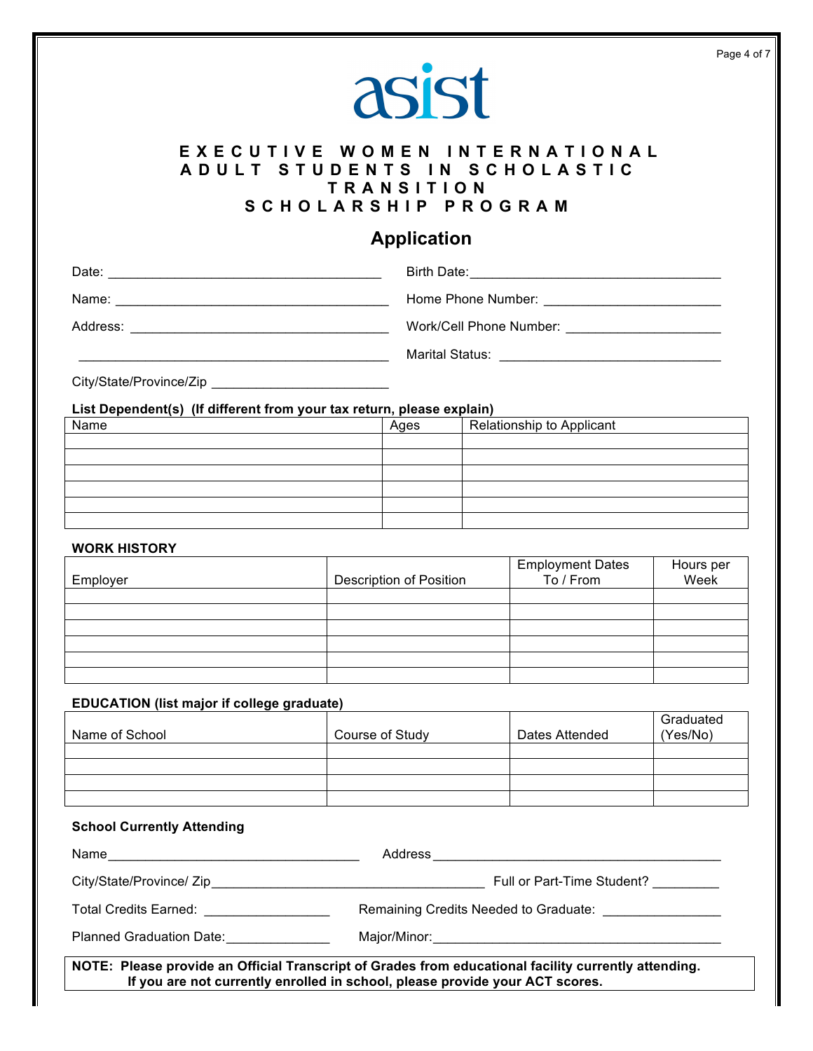asist

# EXECUTIVE WOMEN INTERNATIONAL ADULT STUDENTS IN SCHOLASTIC TRANSITION SCHOLARSHIP PROGRAM

## Application

Date: ___________________________________ Birth Date: _________________________________

Name: ___________________________________ Home Phone Number: _______________________

Address: _________________________________ Work/Cell Phone Number: ____________________

_________________________________________ Marital Status: ____________________________

City/State/Province/Zip _______________________

**List Dependent(s) (If different from your tax return, please explain)**

| Name | Ages | Relationship to Applicant |
|---|---|---|
| | | |
| | | |
| | | |
| | | |
| | | |
| | | |

**WORK HISTORY**

| Employer | Description of Position | Employment Dates To / From | Hours per Week |
|---|---|---|---|
| | | | |
| | | | |
| | | | |
| | | | |
| | | | |
| | | | |

**EDUCATION (list major if college graduate)**

| Name of School | Course of Study | Dates Attended | Graduated (Yes/No) |
|---|---|---|---|
| | | | |
| | | | |
| | | | |
| | | | |

**School Currently Attending**

Name__________________________________ Address ________________________________________

City/State/Province/ Zip ______________________________________ Full or Part-Time Student? _________

Total Credits Earned: _________________ Remaining Credits Needed to Graduate: ________________

Planned Graduation Date:______________ Major/Minor:_______________________________________

**NOTE: Please provide an Official Transcript of Grades from educational facility currently attending. If you are not currently enrolled in school, please provide your ACT scores.**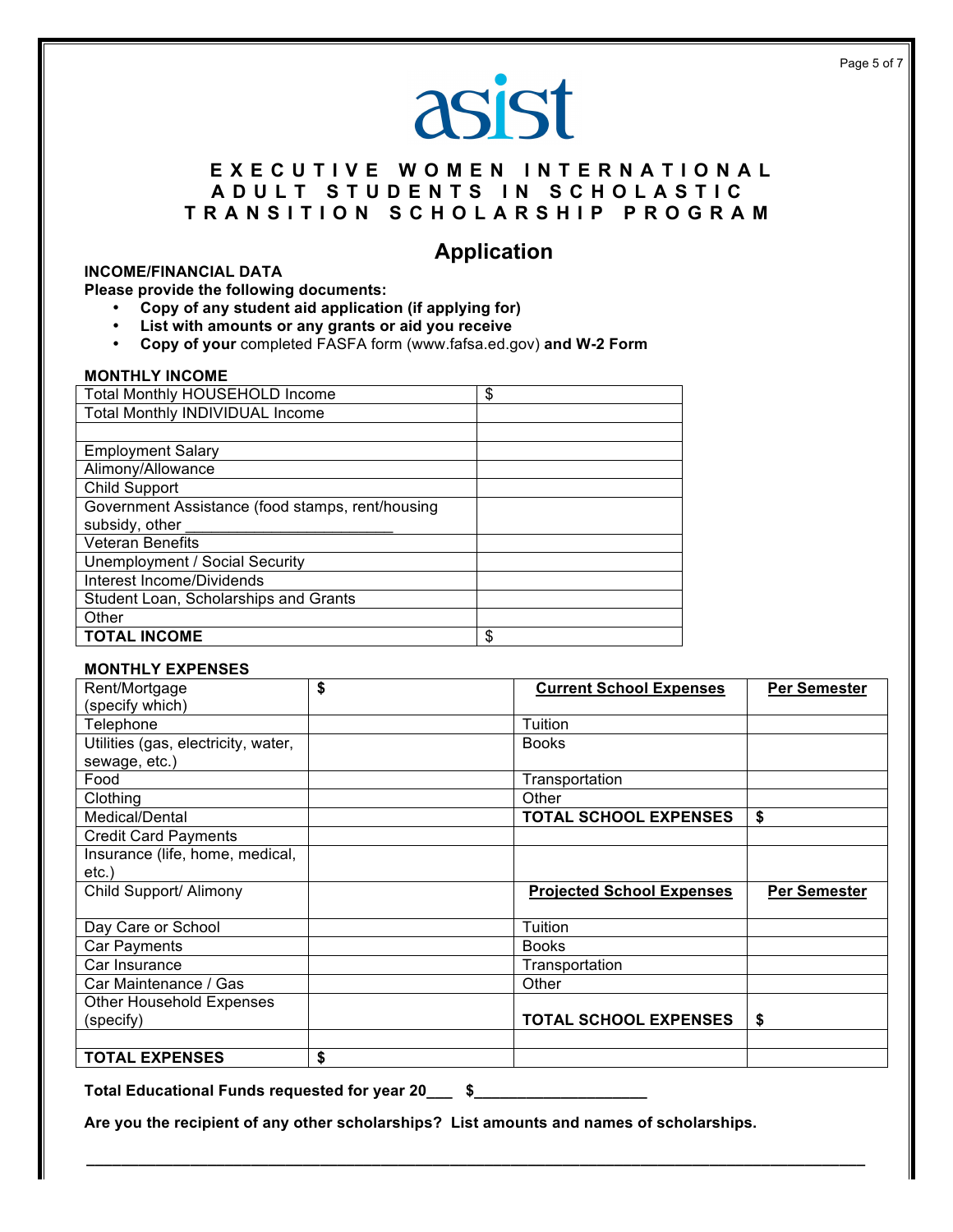asist

# EXECUTIVE WOMEN INTERNATIONAL ADULT STUDENTS IN SCHOLASTIC TRANSITION SCHOLARSHIP PROGRAM

## Application

**INCOME/FINANCIAL DATA**

**Please provide the following documents:**

- **Copy of any student aid application (if applying for)**
- **List with amounts or any grants or aid you receive**
- **Copy of your** completed FASFA form (www.fafsa.ed.gov) **and W-2 Form**

**MONTHLY INCOME**

| | |
|---|---|
| Total Monthly HOUSEHOLD Income | $ |
| Total Monthly INDIVIDUAL Income | |
| | |
| Employment Salary | |
| Alimony/Allowance | |
| Child Support | |
| Government Assistance (food stamps, rent/housing subsidy, other ________________________ | |
| Veteran Benefits | |
| Unemployment / Social Security | |
| Interest Income/Dividends | |
| Student Loan, Scholarships and Grants | |
| Other | |
| **TOTAL INCOME** | $ |

**MONTHLY EXPENSES**

| | | | |
|---|---|---|---|
| Rent/Mortgage (specify which) | **$** | **Current School Expenses** | **Per Semester** |
| Telephone | | Tuition | |
| Utilities (gas, electricity, water, sewage, etc.) | | Books | |
| Food | | Transportation | |
| Clothing | | Other | |
| Medical/Dental | | **TOTAL SCHOOL EXPENSES** | **$** |
| Credit Card Payments | | | |
| Insurance (life, home, medical, etc.) | | | |
| Child Support/ Alimony | | **Projected School Expenses** | **Per Semester** |
| Day Care or School | | Tuition | |
| Car Payments | | Books | |
| Car Insurance | | Transportation | |
| Car Maintenance / Gas | | Other | |
| Other Household Expenses (specify) | | **TOTAL SCHOOL EXPENSES** | **$** |
| | | | |
| **TOTAL EXPENSES** | **$** | | |

**Total Educational Funds requested for year 20___ $____________________**

**Are you the recipient of any other scholarships? List amounts and names of scholarships.**

______________________________________________________________________________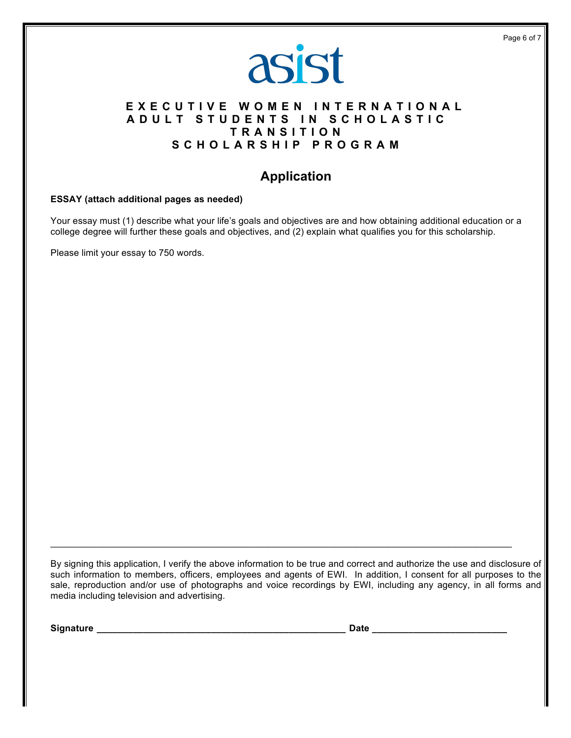asist

**EXECUTIVE WOMEN INTERNATIONAL**
**ADULT STUDENTS IN SCHOLASTIC TRANSITION**
**SCHOLARSHIP PROGRAM**

## Application

**ESSAY (attach additional pages as needed)**

Your essay must (1) describe what your life's goals and objectives are and how obtaining additional education or a college degree will further these goals and objectives, and (2) explain what qualifies you for this scholarship.

Please limit your essay to 750 words.

---

By signing this application, I verify the above information to be true and correct and authorize the use and disclosure of such information to members, officers, employees and agents of EWI. In addition, I consent for all purposes to the sale, reproduction and/or use of photographs and voice recordings by EWI, including any agency, in all forms and media including television and advertising.

**Signature** ________________________________________________ **Date** __________________________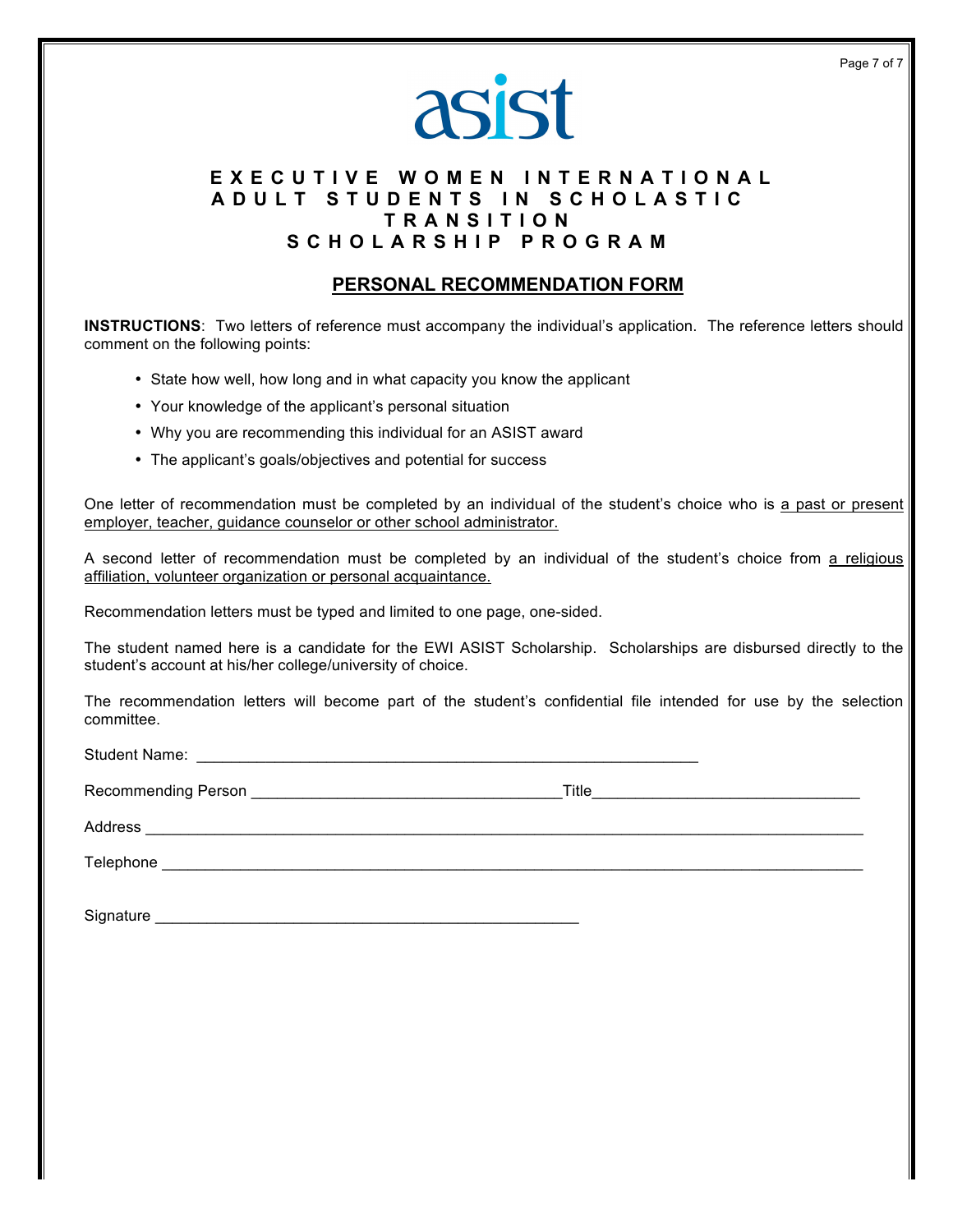asist

# EXECUTIVE WOMEN INTERNATIONAL ADULT STUDENTS IN SCHOLASTIC TRANSITION SCHOLARSHIP PROGRAM

## PERSONAL RECOMMENDATION FORM

**INSTRUCTIONS**: Two letters of reference must accompany the individual's application. The reference letters should comment on the following points:

- State how well, how long and in what capacity you know the applicant
- Your knowledge of the applicant's personal situation
- Why you are recommending this individual for an ASIST award
- The applicant's goals/objectives and potential for success

One letter of recommendation must be completed by an individual of the student's choice who is <u>a past or present employer, teacher, guidance counselor or other school administrator.</u>

A second letter of recommendation must be completed by an individual of the student's choice from <u>a religious affiliation, volunteer organization or personal acquaintance.</u>

Recommendation letters must be typed and limited to one page, one-sided.

The student named here is a candidate for the EWI ASIST Scholarship. Scholarships are disbursed directly to the student's account at his/her college/university of choice.

The recommendation letters will become part of the student's confidential file intended for use by the selection committee.

Student Name: ___________________________________________________________

Recommending Person ____________________________________Title______________________________

Address _________________________________________________________________________________

Telephone _______________________________________________________________________________

Signature __________________________________________________